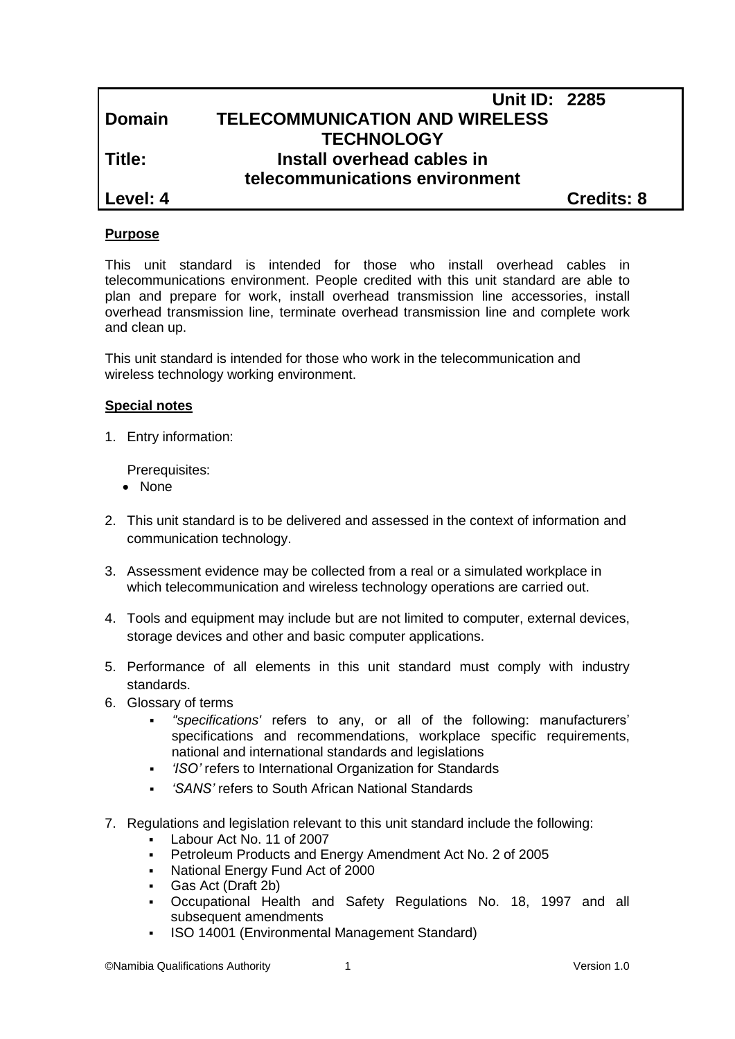| | | |
|---|---|---|
| | | **Unit ID: 2285** |
| **Domain** | **TELECOMMUNICATION AND WIRELESS TECHNOLOGY** | |
| **Title:** | **Install overhead cables in telecommunications environment** | |
| **Level: 4** | | **Credits: 8** |

## Purpose

This unit standard is intended for those who install overhead cables in telecommunications environment. People credited with this unit standard are able to plan and prepare for work, install overhead transmission line accessories, install overhead transmission line, terminate overhead transmission line and complete work and clean up.

This unit standard is intended for those who work in the telecommunication and wireless technology working environment.

## Special notes

1. Entry information:

   Prerequisites:
   - None

2. This unit standard is to be delivered and assessed in the context of information and communication technology.

3. Assessment evidence may be collected from a real or a simulated workplace in which telecommunication and wireless technology operations are carried out.

4. Tools and equipment may include but are not limited to computer, external devices, storage devices and other and basic computer applications.

5. Performance of all elements in this unit standard must comply with industry standards.

6. Glossary of terms
   - *"specifications'* refers to any, or all of the following: manufacturers' specifications and recommendations, workplace specific requirements, national and international standards and legislations
   - *'ISO'* refers to International Organization for Standards
   - *'SANS'* refers to South African National Standards

7. Regulations and legislation relevant to this unit standard include the following:
   - Labour Act No. 11 of 2007
   - Petroleum Products and Energy Amendment Act No. 2 of 2005
   - National Energy Fund Act of 2000
   - Gas Act (Draft 2b)
   - Occupational Health and Safety Regulations No. 18, 1997 and all subsequent amendments
   - ISO 14001 (Environmental Management Standard)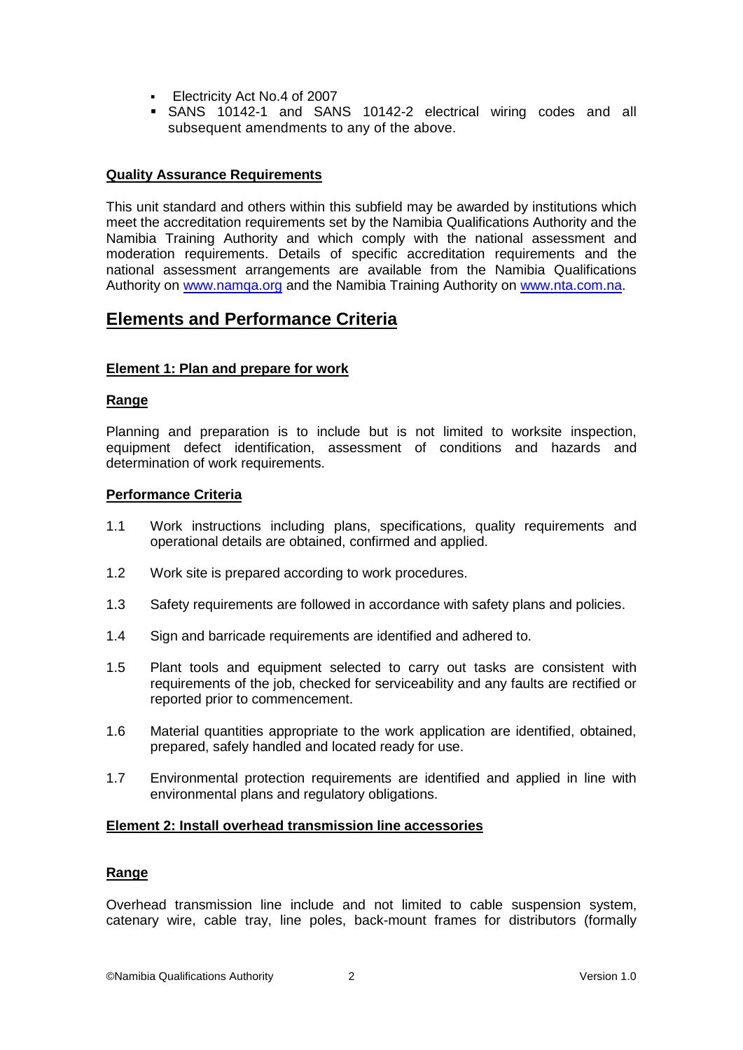- Electricity Act No.4 of 2007
- SANS 10142-1 and SANS 10142-2 electrical wiring codes and all subsequent amendments to any of the above.

**Quality Assurance Requirements**

This unit standard and others within this subfield may be awarded by institutions which meet the accreditation requirements set by the Namibia Qualifications Authority and the Namibia Training Authority and which comply with the national assessment and moderation requirements. Details of specific accreditation requirements and the national assessment arrangements are available from the Namibia Qualifications Authority on www.namqa.org and the Namibia Training Authority on www.nta.com.na.

## Elements and Performance Criteria

**Element 1: Plan and prepare for work**

**Range**

Planning and preparation is to include but is not limited to worksite inspection, equipment defect identification, assessment of conditions and hazards and determination of work requirements.

**Performance Criteria**

1.1 Work instructions including plans, specifications, quality requirements and operational details are obtained, confirmed and applied.

1.2 Work site is prepared according to work procedures.

1.3 Safety requirements are followed in accordance with safety plans and policies.

1.4 Sign and barricade requirements are identified and adhered to.

1.5 Plant tools and equipment selected to carry out tasks are consistent with requirements of the job, checked for serviceability and any faults are rectified or reported prior to commencement.

1.6 Material quantities appropriate to the work application are identified, obtained, prepared, safely handled and located ready for use.

1.7 Environmental protection requirements are identified and applied in line with environmental plans and regulatory obligations.

**Element 2: Install overhead transmission line accessories**

**Range**

Overhead transmission line include and not limited to cable suspension system, catenary wire, cable tray, line poles, back-mount frames for distributors (formally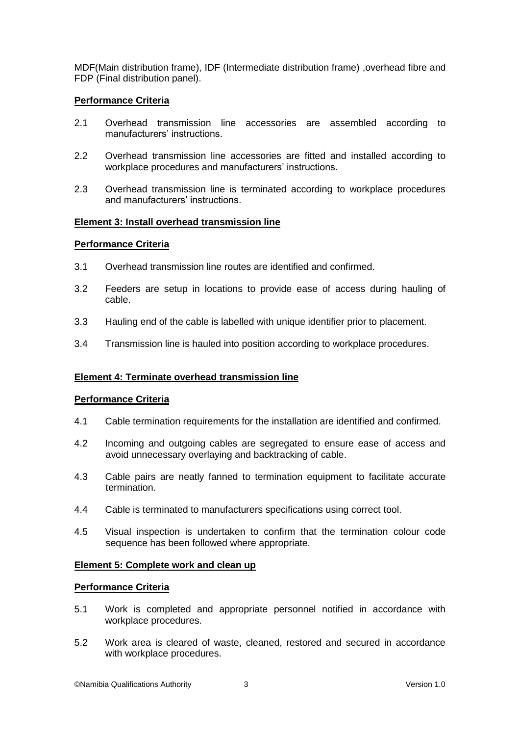MDF(Main distribution frame), IDF (Intermediate distribution frame) ,overhead fibre and FDP (Final distribution panel).

**Performance Criteria**

2.1 Overhead transmission line accessories are assembled according to manufacturers' instructions.

2.2 Overhead transmission line accessories are fitted and installed according to workplace procedures and manufacturers' instructions.

2.3 Overhead transmission line is terminated according to workplace procedures and manufacturers' instructions.

**Element 3: Install overhead transmission line**

**Performance Criteria**

3.1 Overhead transmission line routes are identified and confirmed.

3.2 Feeders are setup in locations to provide ease of access during hauling of cable.

3.3 Hauling end of the cable is labelled with unique identifier prior to placement.

3.4 Transmission line is hauled into position according to workplace procedures.

**Element 4: Terminate overhead transmission line**

**Performance Criteria**

4.1 Cable termination requirements for the installation are identified and confirmed.

4.2 Incoming and outgoing cables are segregated to ensure ease of access and avoid unnecessary overlaying and backtracking of cable.

4.3 Cable pairs are neatly fanned to termination equipment to facilitate accurate termination.

4.4 Cable is terminated to manufacturers specifications using correct tool.

4.5 Visual inspection is undertaken to confirm that the termination colour code sequence has been followed where appropriate.

**Element 5: Complete work and clean up**

**Performance Criteria**

5.1 Work is completed and appropriate personnel notified in accordance with workplace procedures.

5.2 Work area is cleared of waste, cleaned, restored and secured in accordance with workplace procedures.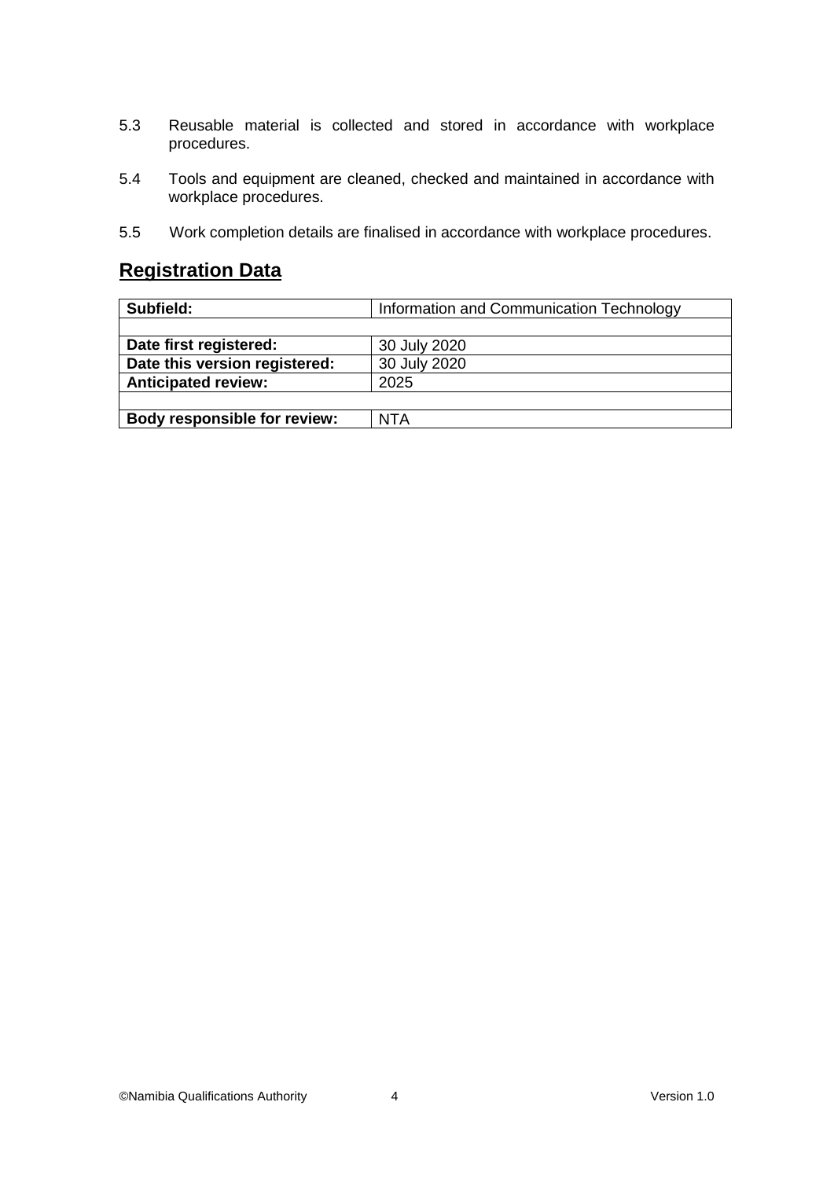5.3 Reusable material is collected and stored in accordance with workplace procedures.

5.4 Tools and equipment are cleaned, checked and maintained in accordance with workplace procedures.

5.5 Work completion details are finalised in accordance with workplace procedures.

## Registration Data

| | |
|---|---|
| **Subfield:** | Information and Communication Technology |
| | |
| **Date first registered:** | 30 July 2020 |
| **Date this version registered:** | 30 July 2020 |
| **Anticipated review:** | 2025 |
| | |
| **Body responsible for review:** | NTA |